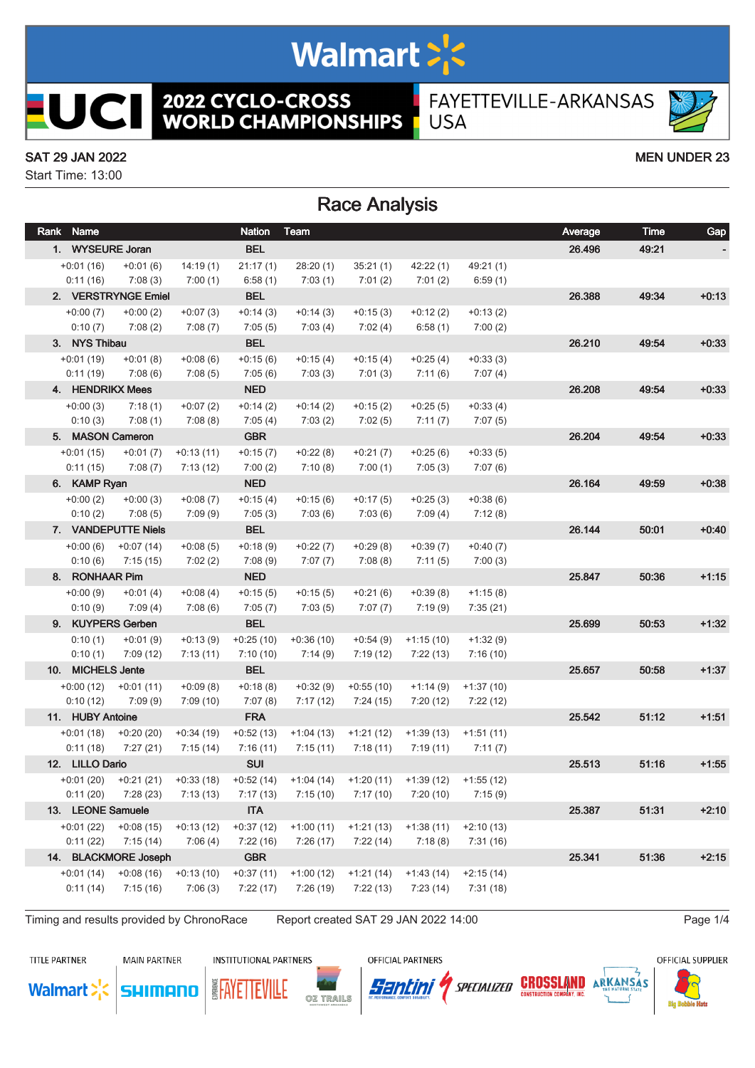# 2022 CYCLO-CROSS WORLD CHAMPIONSHIPS

FAYETTEVILLE-ARKANSAS USA

SAT 29 JAN 2022 — MEN UNDER 23

Start Time: 13:00

## Race Analysis

| Rank | Name | | | Nation | Team | | | | Average | Time | Gap |
|---|---|---|---|---|---|---|---|---|---|---|---|
| 1. | WYSEURE Joran | | | BEL | | | | | 26.496 | 49:21 | - |
| | +0:01 (16) | +0:01 (6) | 14:19 (1) | 21:17 (1) | 28:20 (1) | 35:21 (1) | 42:22 (1) | 49:21 (1) | | | |
| | 0:11 (16) | 7:08 (3) | 7:00 (1) | 6:58 (1) | 7:03 (1) | 7:01 (2) | 7:01 (2) | 6:59 (1) | | | |
| 2. | VERSTRYNGE Emiel | | | BEL | | | | | 26.388 | 49:34 | +0:13 |
| | +0:00 (7) | +0:00 (2) | +0:07 (3) | +0:14 (3) | +0:14 (3) | +0:15 (3) | +0:12 (2) | +0:13 (2) | | | |
| | 0:10 (7) | 7:08 (2) | 7:08 (7) | 7:05 (5) | 7:03 (4) | 7:02 (4) | 6:58 (1) | 7:00 (2) | | | |
| 3. | NYS Thibau | | | BEL | | | | | 26.210 | 49:54 | +0:33 |
| | +0:01 (19) | +0:01 (8) | +0:08 (6) | +0:15 (6) | +0:15 (4) | +0:15 (4) | +0:25 (4) | +0:33 (3) | | | |
| | 0:11 (19) | 7:08 (6) | 7:08 (5) | 7:05 (6) | 7:03 (3) | 7:01 (3) | 7:11 (6) | 7:07 (4) | | | |
| 4. | HENDRIKX Mees | | | NED | | | | | 26.208 | 49:54 | +0:33 |
| | +0:00 (3) | 7:18 (1) | +0:07 (2) | +0:14 (2) | +0:14 (2) | +0:15 (2) | +0:25 (5) | +0:33 (4) | | | |
| | 0:10 (3) | 7:08 (1) | 7:08 (8) | 7:05 (4) | 7:03 (2) | 7:02 (5) | 7:11 (7) | 7:07 (5) | | | |
| 5. | MASON Cameron | | | GBR | | | | | 26.204 | 49:54 | +0:33 |
| | +0:01 (15) | +0:01 (7) | +0:13 (11) | +0:15 (7) | +0:22 (8) | +0:21 (7) | +0:25 (6) | +0:33 (5) | | | |
| | 0:11 (15) | 7:08 (7) | 7:13 (12) | 7:00 (2) | 7:10 (8) | 7:00 (1) | 7:05 (3) | 7:07 (6) | | | |
| 6. | KAMP Ryan | | | NED | | | | | 26.164 | 49:59 | +0:38 |
| | +0:00 (2) | +0:00 (3) | +0:08 (7) | +0:15 (4) | +0:15 (6) | +0:17 (5) | +0:25 (3) | +0:38 (6) | | | |
| | 0:10 (2) | 7:08 (5) | 7:09 (9) | 7:05 (3) | 7:03 (6) | 7:03 (6) | 7:09 (4) | 7:12 (8) | | | |
| 7. | VANDEPUTTE Niels | | | BEL | | | | | 26.144 | 50:01 | +0:40 |
| | +0:00 (6) | +0:07 (14) | +0:08 (5) | +0:18 (9) | +0:22 (7) | +0:29 (8) | +0:39 (7) | +0:40 (7) | | | |
| | 0:10 (6) | 7:15 (15) | 7:02 (2) | 7:08 (9) | 7:07 (7) | 7:08 (8) | 7:11 (5) | 7:00 (3) | | | |
| 8. | RONHAAR Pim | | | NED | | | | | 25.847 | 50:36 | +1:15 |
| | +0:00 (9) | +0:01 (4) | +0:08 (4) | +0:15 (5) | +0:15 (5) | +0:21 (6) | +0:39 (8) | +1:15 (8) | | | |
| | 0:10 (9) | 7:09 (4) | 7:08 (6) | 7:05 (7) | 7:03 (5) | 7:07 (7) | 7:19 (9) | 7:35 (21) | | | |
| 9. | KUYPERS Gerben | | | BEL | | | | | 25.699 | 50:53 | +1:32 |
| | 0:10 (1) | +0:01 (9) | +0:13 (9) | +0:25 (10) | +0:36 (10) | +0:54 (9) | +1:15 (10) | +1:32 (9) | | | |
| | 0:10 (1) | 7:09 (12) | 7:13 (11) | 7:10 (10) | 7:14 (9) | 7:19 (12) | 7:22 (13) | 7:16 (10) | | | |
| 10. | MICHELS Jente | | | BEL | | | | | 25.657 | 50:58 | +1:37 |
| | +0:00 (12) | +0:01 (11) | +0:09 (8) | +0:18 (8) | +0:32 (9) | +0:55 (10) | +1:14 (9) | +1:37 (10) | | | |
| | 0:10 (12) | 7:09 (9) | 7:09 (10) | 7:07 (8) | 7:17 (12) | 7:24 (15) | 7:20 (12) | 7:22 (12) | | | |
| 11. | HUBY Antoine | | | FRA | | | | | 25.542 | 51:12 | +1:51 |
| | +0:01 (18) | +0:20 (20) | +0:34 (19) | +0:52 (13) | +1:04 (13) | +1:21 (12) | +1:39 (13) | +1:51 (11) | | | |
| | 0:11 (18) | 7:27 (21) | 7:15 (14) | 7:16 (11) | 7:15 (11) | 7:18 (11) | 7:19 (11) | 7:11 (7) | | | |
| 12. | LILLO Dario | | | SUI | | | | | 25.513 | 51:16 | +1:55 |
| | +0:01 (20) | +0:21 (21) | +0:33 (18) | +0:52 (14) | +1:04 (14) | +1:20 (11) | +1:39 (12) | +1:55 (12) | | | |
| | 0:11 (20) | 7:28 (23) | 7:13 (13) | 7:17 (13) | 7:15 (10) | 7:17 (10) | 7:20 (10) | 7:15 (9) | | | |
| 13. | LEONE Samuele | | | ITA | | | | | 25.387 | 51:31 | +2:10 |
| | +0:01 (22) | +0:08 (15) | +0:13 (12) | +0:37 (12) | +1:00 (11) | +1:21 (13) | +1:38 (11) | +2:10 (13) | | | |
| | 0:11 (22) | 7:15 (14) | 7:06 (4) | 7:22 (16) | 7:26 (17) | 7:22 (14) | 7:18 (8) | 7:31 (16) | | | |
| 14. | BLACKMORE Joseph | | | GBR | | | | | 25.341 | 51:36 | +2:15 |
| | +0:01 (14) | +0:08 (16) | +0:13 (10) | +0:37 (11) | +1:00 (12) | +1:21 (14) | +1:43 (14) | +2:15 (14) | | | |
| | 0:11 (14) | 7:15 (16) | 7:06 (3) | 7:22 (17) | 7:26 (19) | 7:22 (13) | 7:23 (14) | 7:31 (18) | | | |

Timing and results provided by ChronoRace — Report created SAT 29 JAN 2022 14:00

TITLE PARTNER: Walmart — MAIN PARTNER: SHIMANO — INSTITUTIONAL PARTNERS: Experience Fayetteville, OZ Trails — OFFICIAL PARTNERS: Santini, Specialized, Crossland Construction Company, Inc., Arkansas The Natural State — OFFICIAL SUPPLIER: Big Bobble Hats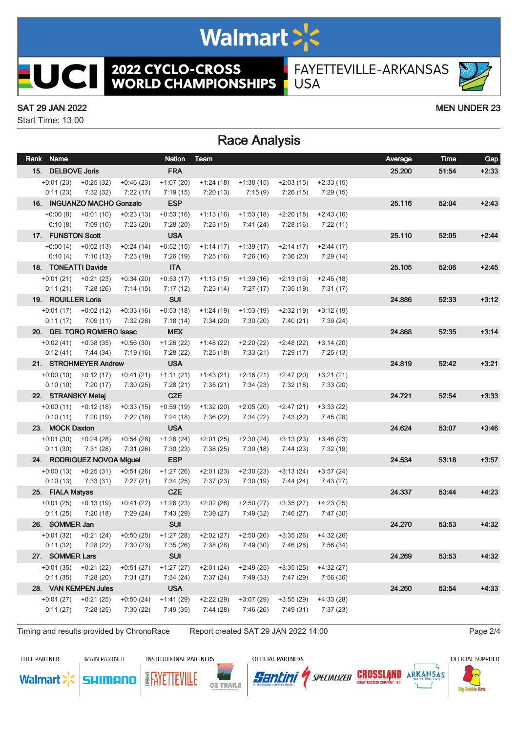# 2022 CYCLO-CROSS WORLD CHAMPIONSHIPS

FAYETTEVILLE-ARKANSAS USA

SAT 29 JAN 2022

Start Time: 13:00

MEN UNDER 23

## Race Analysis

| Rank | Name | Nation | Team | | | | | Average | Time | Gap |
|---|---|---|---|---|---|---|---|---|---|---|
| 15. | DELBOVE Joris | FRA | | | | | | 25.200 | 51:54 | +2:33 |
| +0:01 (23) | +0:25 (32) | +0:46 (23) | +1:07 (20) | +1:24 (18) | +1:38 (15) | +2:03 (15) | +2:33 (15) | | | |
| 0:11 (23) | 7:32 (32) | 7:22 (17) | 7:19 (15) | 7:20 (13) | 7:15 (9) | 7:26 (15) | 7:29 (15) | | | |
| 16. | INGUANZO MACHO Gonzalo | ESP | | | | | | 25.116 | 52:04 | +2:43 |
| +0:00 (8) | +0:01 (10) | +0:23 (13) | +0:53 (16) | +1:13 (16) | +1:53 (18) | +2:20 (18) | +2:43 (16) | | | |
| 0:10 (8) | 7:09 (10) | 7:23 (20) | 7:28 (20) | 7:23 (15) | 7:41 (24) | 7:28 (16) | 7:22 (11) | | | |
| 17. | FUNSTON Scott | USA | | | | | | 25.110 | 52:05 | +2:44 |
| +0:00 (4) | +0:02 (13) | +0:24 (14) | +0:52 (15) | +1:14 (17) | +1:39 (17) | +2:14 (17) | +2:44 (17) | | | |
| 0:10 (4) | 7:10 (13) | 7:23 (19) | 7:26 (19) | 7:25 (16) | 7:26 (16) | 7:36 (20) | 7:29 (14) | | | |
| 18. | TONEATTI Davide | ITA | | | | | | 25.105 | 52:06 | +2:45 |
| +0:01 (21) | +0:21 (23) | +0:34 (20) | +0:53 (17) | +1:13 (15) | +1:39 (16) | +2:13 (16) | +2:45 (18) | | | |
| 0:11 (21) | 7:28 (26) | 7:14 (15) | 7:17 (12) | 7:23 (14) | 7:27 (17) | 7:35 (19) | 7:31 (17) | | | |
| 19. | ROUILLER Loris | SUI | | | | | | 24.886 | 52:33 | +3:12 |
| +0:01 (17) | +0:02 (12) | +0:33 (16) | +0:53 (18) | +1:24 (19) | +1:53 (19) | +2:32 (19) | +3:12 (19) | | | |
| 0:11 (17) | 7:09 (11) | 7:32 (28) | 7:18 (14) | 7:34 (20) | 7:30 (20) | 7:40 (21) | 7:39 (24) | | | |
| 20. | DEL TORO ROMERO Isaac | MEX | | | | | | 24.868 | 52:35 | +3:14 |
| +0:02 (41) | +0:38 (35) | +0:56 (30) | +1:26 (22) | +1:48 (22) | +2:20 (22) | +2:48 (22) | +3:14 (20) | | | |
| 0:12 (41) | 7:44 (34) | 7:19 (16) | 7:28 (22) | 7:25 (18) | 7:33 (21) | 7:29 (17) | 7:25 (13) | | | |
| 21. | STROHMEYER Andrew | USA | | | | | | 24.819 | 52:42 | +3:21 |
| +0:00 (10) | +0:12 (17) | +0:41 (21) | +1:11 (21) | +1:43 (21) | +2:16 (21) | +2:47 (20) | +3:21 (21) | | | |
| 0:10 (10) | 7:20 (17) | 7:30 (25) | 7:28 (21) | 7:35 (21) | 7:34 (23) | 7:32 (18) | 7:33 (20) | | | |
| 22. | STRANSKY Matej | CZE | | | | | | 24.721 | 52:54 | +3:33 |
| +0:00 (11) | +0:12 (18) | +0:33 (15) | +0:59 (19) | +1:32 (20) | +2:05 (20) | +2:47 (21) | +3:33 (22) | | | |
| 0:10 (11) | 7:20 (19) | 7:22 (18) | 7:24 (18) | 7:36 (22) | 7:34 (22) | 7:43 (22) | 7:45 (28) | | | |
| 23. | MOCK Daxton | USA | | | | | | 24.624 | 53:07 | +3:46 |
| +0:01 (30) | +0:24 (28) | +0:54 (28) | +1:26 (24) | +2:01 (25) | +2:30 (24) | +3:13 (23) | +3:46 (23) | | | |
| 0:11 (30) | 7:31 (28) | 7:31 (26) | 7:30 (23) | 7:38 (25) | 7:30 (18) | 7:44 (23) | 7:32 (19) | | | |
| 24. | RODRIGUEZ NOVOA Miguel | ESP | | | | | | 24.534 | 53:18 | +3:57 |
| +0:00 (13) | +0:25 (31) | +0:51 (26) | +1:27 (26) | +2:01 (23) | +2:30 (23) | +3:13 (24) | +3:57 (24) | | | |
| 0:10 (13) | 7:33 (31) | 7:27 (21) | 7:34 (25) | 7:37 (23) | 7:30 (19) | 7:44 (24) | 7:43 (27) | | | |
| 25. | FIALA Matyas | CZE | | | | | | 24.337 | 53:44 | +4:23 |
| +0:01 (25) | +0:13 (19) | +0:41 (22) | +1:26 (23) | +2:02 (26) | +2:50 (27) | +3:35 (27) | +4:23 (25) | | | |
| 0:11 (25) | 7:20 (18) | 7:29 (24) | 7:43 (29) | 7:39 (27) | 7:49 (32) | 7:46 (27) | 7:47 (30) | | | |
| 26. | SOMMER Jan | SUI | | | | | | 24.270 | 53:53 | +4:32 |
| +0:01 (32) | +0:21 (24) | +0:50 (25) | +1:27 (28) | +2:02 (27) | +2:50 (26) | +3:35 (26) | +4:32 (26) | | | |
| 0:11 (32) | 7:28 (22) | 7:30 (23) | 7:35 (26) | 7:38 (26) | 7:49 (30) | 7:46 (28) | 7:56 (34) | | | |
| 27. | SOMMER Lars | SUI | | | | | | 24.269 | 53:53 | +4:32 |
| +0:01 (35) | +0:21 (22) | +0:51 (27) | +1:27 (27) | +2:01 (24) | +2:49 (25) | +3:35 (25) | +4:32 (27) | | | |
| 0:11 (35) | 7:28 (20) | 7:31 (27) | 7:34 (24) | 7:37 (24) | 7:49 (33) | 7:47 (29) | 7:56 (36) | | | |
| 28. | VAN KEMPEN Jules | USA | | | | | | 24.260 | 53:54 | +4:33 |
| +0:01 (27) | +0:21 (25) | +0:50 (24) | +1:41 (29) | +2:22 (29) | +3:07 (29) | +3:55 (29) | +4:33 (28) | | | |
| 0:11 (27) | 7:28 (25) | 7:30 (22) | 7:49 (35) | 7:44 (28) | 7:46 (26) | 7:49 (31) | 7:37 (23) | | | |

Timing and results provided by ChronoRace    Report created SAT 29 JAN 2022 14:00

TITLE PARTNER: Walmart | MAIN PARTNER: SHIMANO | INSTITUTIONAL PARTNERS: Experience Fayetteville, OZ Trails | OFFICIAL PARTNERS: Santini, Specialized, Crossland Construction Company, Inc., Arkansas The Natural State | OFFICIAL SUPPLIER: Big Bobble Hats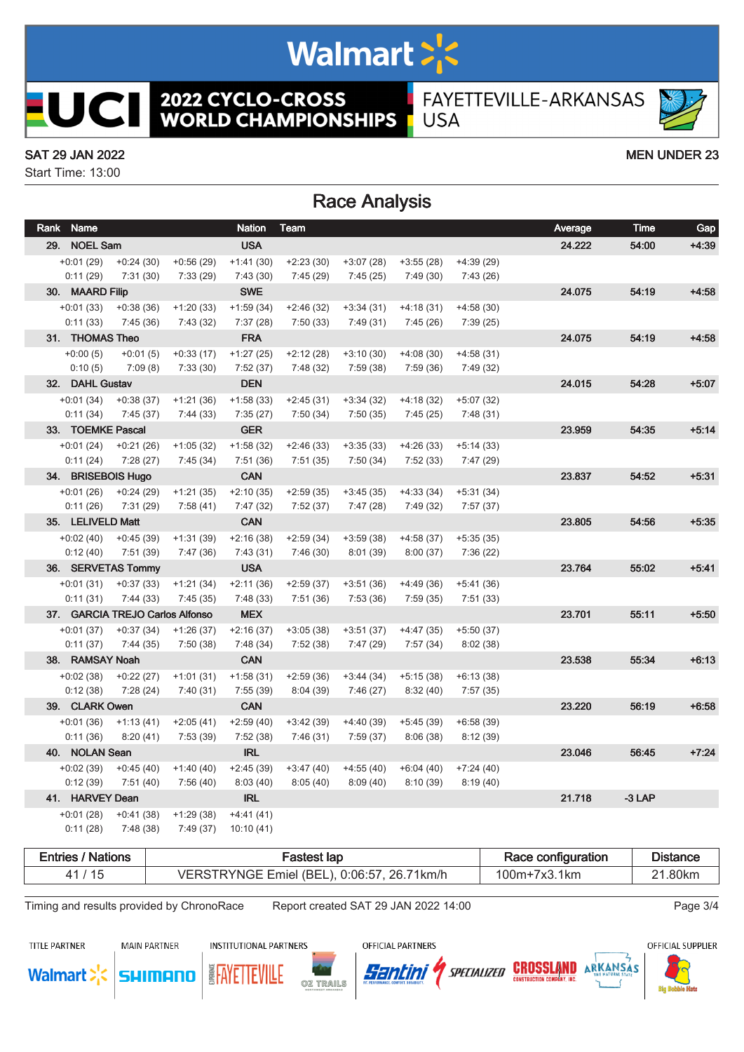# 2022 CYCLO-CROSS WORLD CHAMPIONSHIPS

FAYETTEVILLE-ARKANSAS USA

SAT 29 JAN 2022

Start Time: 13:00

MEN UNDER 23

## Race Analysis

| Rank | Name | Nation | Team | | | | | Average | Time | Gap |
|---|---|---|---|---|---|---|---|---|---|---|
| 29. | NOEL Sam | USA | | | | | | 24.222 | 54:00 | +4:39 |
| +0:01 (29) | +0:24 (30) | +0:56 (29) | +1:41 (30) | +2:23 (30) | +3:07 (28) | +3:55 (28) | +4:39 (29) | | | |
| 0:11 (29) | 7:31 (30) | 7:33 (29) | 7:43 (30) | 7:45 (29) | 7:45 (25) | 7:49 (30) | 7:43 (26) | | | |
| 30. | MAARD Filip | SWE | | | | | | 24.075 | 54:19 | +4:58 |
| +0:01 (33) | +0:38 (36) | +1:20 (33) | +1:59 (34) | +2:46 (32) | +3:34 (31) | +4:18 (31) | +4:58 (30) | | | |
| 0:11 (33) | 7:45 (36) | 7:43 (32) | 7:37 (28) | 7:50 (33) | 7:49 (31) | 7:45 (26) | 7:39 (25) | | | |
| 31. | THOMAS Theo | FRA | | | | | | 24.075 | 54:19 | +4:58 |
| +0:00 (5) | +0:01 (5) | +0:33 (17) | +1:27 (25) | +2:12 (28) | +3:10 (30) | +4:08 (30) | +4:58 (31) | | | |
| 0:10 (5) | 7:09 (8) | 7:33 (30) | 7:52 (37) | 7:48 (32) | 7:59 (38) | 7:59 (36) | 7:49 (32) | | | |
| 32. | DAHL Gustav | DEN | | | | | | 24.015 | 54:28 | +5:07 |
| +0:01 (34) | +0:38 (37) | +1:21 (36) | +1:58 (33) | +2:45 (31) | +3:34 (32) | +4:18 (32) | +5:07 (32) | | | |
| 0:11 (34) | 7:45 (37) | 7:44 (33) | 7:35 (27) | 7:50 (34) | 7:50 (35) | 7:45 (25) | 7:48 (31) | | | |
| 33. | TOEMKE Pascal | GER | | | | | | 23.959 | 54:35 | +5:14 |
| +0:01 (24) | +0:21 (26) | +1:05 (32) | +1:58 (32) | +2:46 (33) | +3:35 (33) | +4:26 (33) | +5:14 (33) | | | |
| 0:11 (24) | 7:28 (27) | 7:45 (34) | 7:51 (36) | 7:51 (35) | 7:50 (34) | 7:52 (33) | 7:47 (29) | | | |
| 34. | BRISEBOIS Hugo | CAN | | | | | | 23.837 | 54:52 | +5:31 |
| +0:01 (26) | +0:24 (29) | +1:21 (35) | +2:10 (35) | +2:59 (35) | +3:45 (35) | +4:33 (34) | +5:31 (34) | | | |
| 0:11 (26) | 7:31 (29) | 7:58 (41) | 7:47 (32) | 7:52 (37) | 7:47 (28) | 7:49 (32) | 7:57 (37) | | | |
| 35. | LELIVELD Matt | CAN | | | | | | 23.805 | 54:56 | +5:35 |
| +0:02 (40) | +0:45 (39) | +1:31 (39) | +2:16 (38) | +2:59 (34) | +3:59 (38) | +4:58 (37) | +5:35 (35) | | | |
| 0:12 (40) | 7:51 (39) | 7:47 (36) | 7:43 (31) | 7:46 (30) | 8:01 (39) | 8:00 (37) | 7:36 (22) | | | |
| 36. | SERVETAS Tommy | USA | | | | | | 23.764 | 55:02 | +5:41 |
| +0:01 (31) | +0:37 (33) | +1:21 (34) | +2:11 (36) | +2:59 (37) | +3:51 (36) | +4:49 (36) | +5:41 (36) | | | |
| 0:11 (31) | 7:44 (33) | 7:45 (35) | 7:48 (33) | 7:51 (36) | 7:53 (36) | 7:59 (35) | 7:51 (33) | | | |
| 37. | GARCIA TREJO Carlos Alfonso | MEX | | | | | | 23.701 | 55:11 | +5:50 |
| +0:01 (37) | +0:37 (34) | +1:26 (37) | +2:16 (37) | +3:05 (38) | +3:51 (37) | +4:47 (35) | +5:50 (37) | | | |
| 0:11 (37) | 7:44 (35) | 7:50 (38) | 7:48 (34) | 7:52 (38) | 7:47 (29) | 7:57 (34) | 8:02 (38) | | | |
| 38. | RAMSAY Noah | CAN | | | | | | 23.538 | 55:34 | +6:13 |
| +0:02 (38) | +0:22 (27) | +1:01 (31) | +1:58 (31) | +2:59 (36) | +3:44 (34) | +5:15 (38) | +6:13 (38) | | | |
| 0:12 (38) | 7:28 (24) | 7:40 (31) | 7:55 (39) | 8:04 (39) | 7:46 (27) | 8:32 (40) | 7:57 (35) | | | |
| 39. | CLARK Owen | CAN | | | | | | 23.220 | 56:19 | +6:58 |
| +0:01 (36) | +1:13 (41) | +2:05 (41) | +2:59 (40) | +3:42 (39) | +4:40 (39) | +5:45 (39) | +6:58 (39) | | | |
| 0:11 (36) | 8:20 (41) | 7:53 (39) | 7:52 (38) | 7:46 (31) | 7:59 (37) | 8:06 (38) | 8:12 (39) | | | |
| 40. | NOLAN Sean | IRL | | | | | | 23.046 | 56:45 | +7:24 |
| +0:02 (39) | +0:45 (40) | +1:40 (40) | +2:45 (39) | +3:47 (40) | +4:55 (40) | +6:04 (40) | +7:24 (40) | | | |
| 0:12 (39) | 7:51 (40) | 7:56 (40) | 8:03 (40) | 8:05 (40) | 8:09 (40) | 8:10 (39) | 8:19 (40) | | | |
| 41. | HARVEY Dean | IRL | | | | | | 21.718 | -3 LAP | |
| +0:01 (28) | +0:41 (38) | +1:29 (38) | +4:41 (41) | | | | | | | |
| 0:11 (28) | 7:48 (38) | 7:49 (37) | 10:10 (41) | | | | | | | |

| Entries / Nations | Fastest lap | Race configuration | Distance |
|---|---|---|---|
| 41 / 15 | VERSTRYNGE Emiel (BEL), 0:06:57, 26.71km/h | 100m+7x3.1km | 21.80km |

Timing and results provided by ChronoRace    Report created SAT 29 JAN 2022 14:00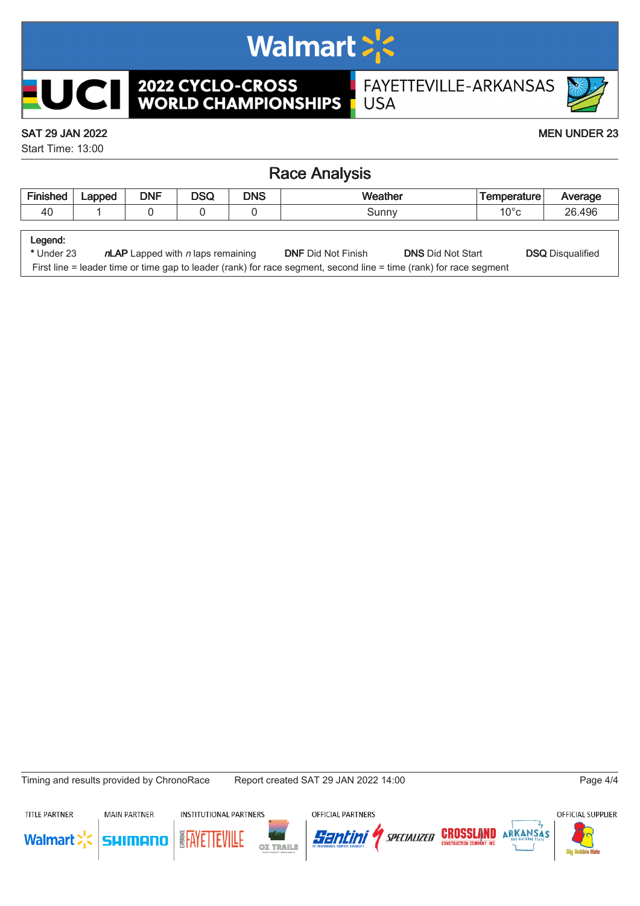SAT 29 JAN 2022 — MEN UNDER 23

Start Time: 13:00

## Race Analysis

| Finished | Lapped | DNF | DSQ | DNS | Weather | Temperature | Average |
|---|---|---|---|---|---|---|---|
| 40 | 1 | 0 | 0 | 0 | Sunny | 10°c | 26.496 |

**Legend:**

* Under 23 — ***n*LAP** Lapped with *n* laps remaining — **DNF** Did Not Finish — **DNS** Did Not Start — **DSQ** Disqualified

First line = leader time or time gap to leader (rank) for race segment, second line = time (rank) for race segment

Timing and results provided by ChronoRace — Report created SAT 29 JAN 2022 14:00